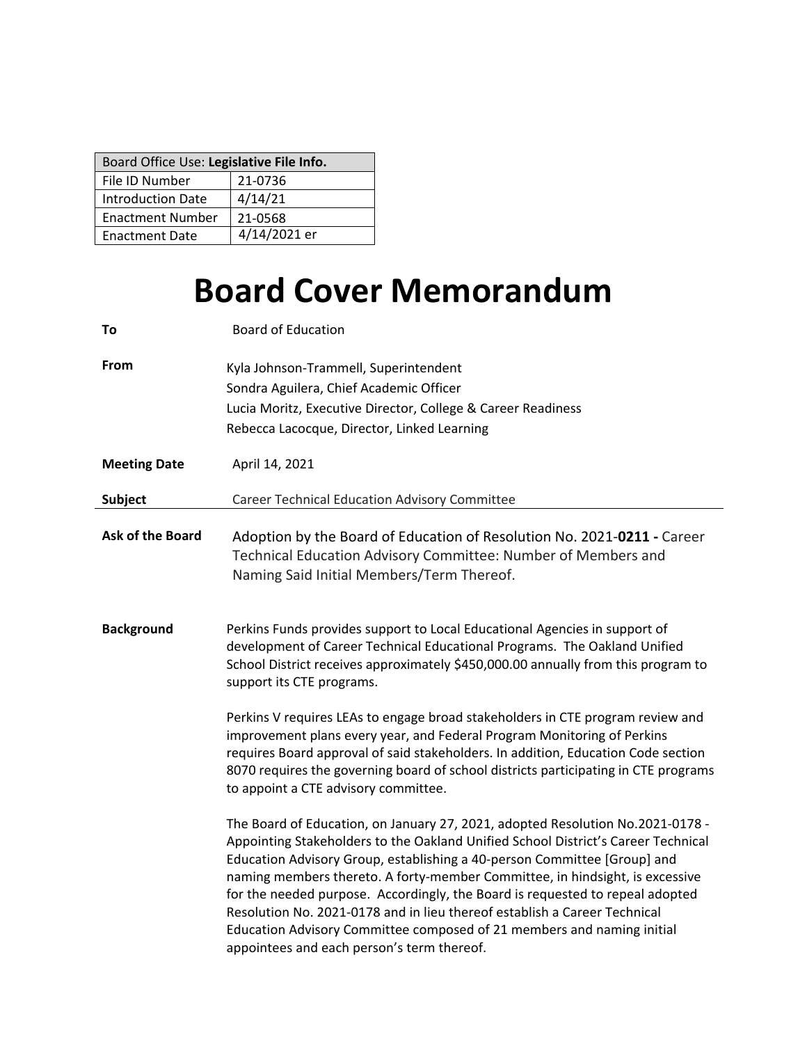| Board Office Use: **Legislative File Info.** | |
|---|---|
| File ID Number | 21-0736 |
| Introduction Date | 4/14/21 |
| Enactment Number | 21-0568 |
| Enactment Date | 4/14/2021 er |

# Board Cover Memorandum

**To** Board of Education

**From** Kyla Johnson-Trammell, Superintendent
Sondra Aguilera, Chief Academic Officer
Lucia Moritz, Executive Director, College & Career Readiness
Rebecca Lacocque, Director, Linked Learning

**Meeting Date** April 14, 2021

**Subject** Career Technical Education Advisory Committee

**Ask of the Board** Adoption by the Board of Education of Resolution No. 2021-**0211 -** Career Technical Education Advisory Committee: Number of Members and Naming Said Initial Members/Term Thereof.

**Background** Perkins Funds provides support to Local Educational Agencies in support of development of Career Technical Educational Programs. The Oakland Unified School District receives approximately $450,000.00 annually from this program to support its CTE programs.

Perkins V requires LEAs to engage broad stakeholders in CTE program review and improvement plans every year, and Federal Program Monitoring of Perkins requires Board approval of said stakeholders. In addition, Education Code section 8070 requires the governing board of school districts participating in CTE programs to appoint a CTE advisory committee.

The Board of Education, on January 27, 2021, adopted Resolution No.2021-0178 - Appointing Stakeholders to the Oakland Unified School District's Career Technical Education Advisory Group, establishing a 40-person Committee [Group] and naming members thereto. A forty-member Committee, in hindsight, is excessive for the needed purpose. Accordingly, the Board is requested to repeal adopted Resolution No. 2021-0178 and in lieu thereof establish a Career Technical Education Advisory Committee composed of 21 members and naming initial appointees and each person's term thereof.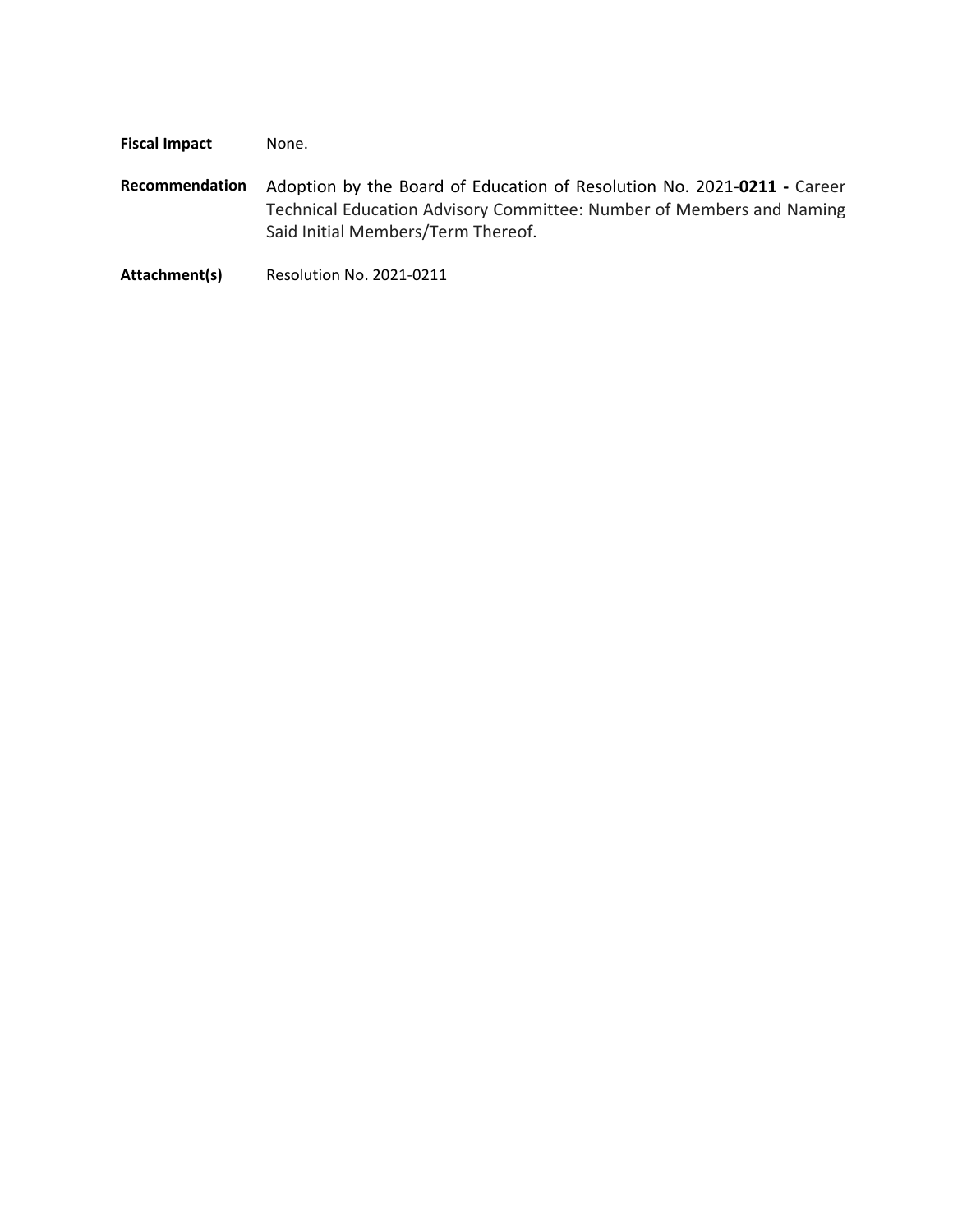**Fiscal Impact** None.

**Recommendation** Adoption by the Board of Education of Resolution No. 2021-**0211 -** Career Technical Education Advisory Committee: Number of Members and Naming Said Initial Members/Term Thereof.

**Attachment(s)** Resolution No. 2021-0211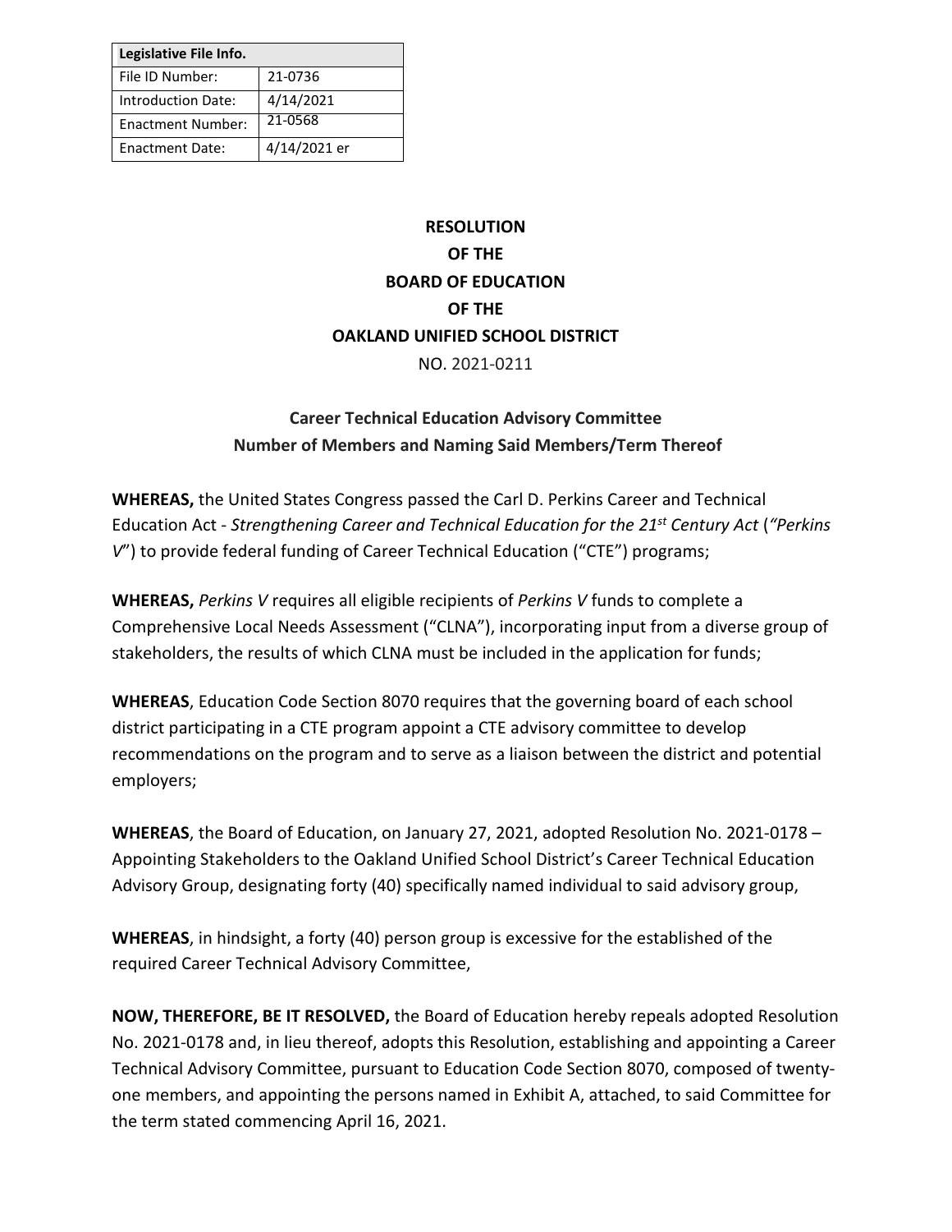| Legislative File Info. | |
|---|---|
| File ID Number: | 21-0736 |
| Introduction Date: | 4/14/2021 |
| Enactment Number: | 21-0568 |
| Enactment Date: | 4/14/2021 er |

**RESOLUTION**
**OF THE**
**BOARD OF EDUCATION**
**OF THE**
**OAKLAND UNIFIED SCHOOL DISTRICT**

NO. 2021-0211

**Career Technical Education Advisory Committee**
**Number of Members and Naming Said Members/Term Thereof**

**WHEREAS,** the United States Congress passed the Carl D. Perkins Career and Technical Education Act - *Strengthening Career and Technical Education for the 21st Century Act* (*"Perkins V*") to provide federal funding of Career Technical Education ("CTE") programs;

**WHEREAS,** *Perkins V* requires all eligible recipients of *Perkins V* funds to complete a Comprehensive Local Needs Assessment ("CLNA"), incorporating input from a diverse group of stakeholders, the results of which CLNA must be included in the application for funds;

**WHEREAS**, Education Code Section 8070 requires that the governing board of each school district participating in a CTE program appoint a CTE advisory committee to develop recommendations on the program and to serve as a liaison between the district and potential employers;

**WHEREAS**, the Board of Education, on January 27, 2021, adopted Resolution No. 2021-0178 – Appointing Stakeholders to the Oakland Unified School District's Career Technical Education Advisory Group, designating forty (40) specifically named individual to said advisory group,

**WHEREAS**, in hindsight, a forty (40) person group is excessive for the established of the required Career Technical Advisory Committee,

**NOW, THEREFORE, BE IT RESOLVED,** the Board of Education hereby repeals adopted Resolution No. 2021-0178 and, in lieu thereof, adopts this Resolution, establishing and appointing a Career Technical Advisory Committee, pursuant to Education Code Section 8070, composed of twenty-one members, and appointing the persons named in Exhibit A, attached, to said Committee for the term stated commencing April 16, 2021.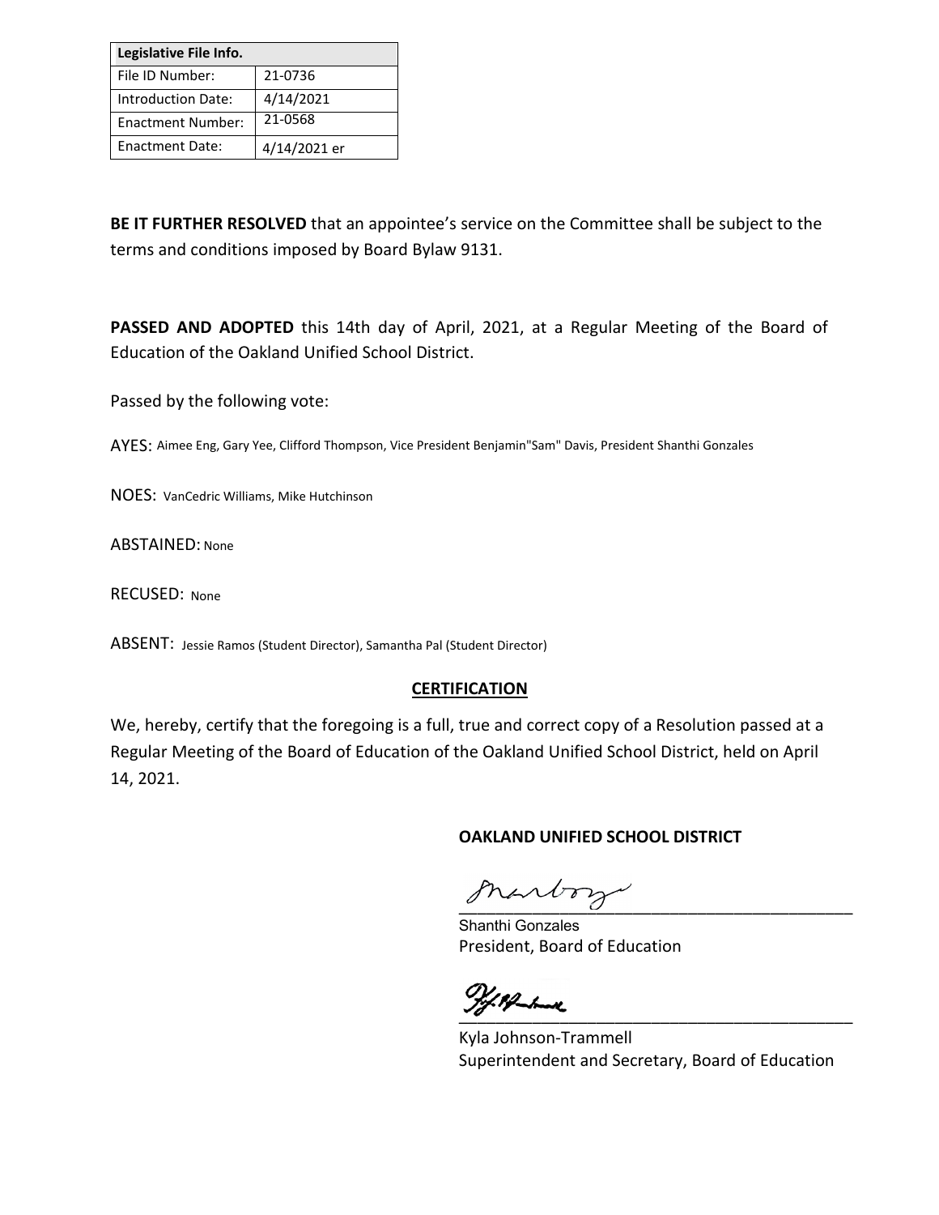| Legislative File Info. | |
|---|---|
| File ID Number: | 21-0736 |
| Introduction Date: | 4/14/2021 |
| Enactment Number: | 21-0568 |
| Enactment Date: | 4/14/2021 er |

**BE IT FURTHER RESOLVED** that an appointee's service on the Committee shall be subject to the terms and conditions imposed by Board Bylaw 9131.

**PASSED AND ADOPTED** this 14th day of April, 2021, at a Regular Meeting of the Board of Education of the Oakland Unified School District.

Passed by the following vote:

AYES: Aimee Eng, Gary Yee, Clifford Thompson, Vice President Benjamin"Sam" Davis, President Shanthi Gonzales

NOES: VanCedric Williams, Mike Hutchinson

ABSTAINED: None

RECUSED: None

ABSENT: Jessie Ramos (Student Director), Samantha Pal (Student Director)

**CERTIFICATION**

We, hereby, certify that the foregoing is a full, true and correct copy of a Resolution passed at a Regular Meeting of the Board of Education of the Oakland Unified School District, held on April 14, 2021.

**OAKLAND UNIFIED SCHOOL DISTRICT**

_______________________________________
Shanthi Gonzales
President, Board of Education

_______________________________________
Kyla Johnson-Trammell
Superintendent and Secretary, Board of Education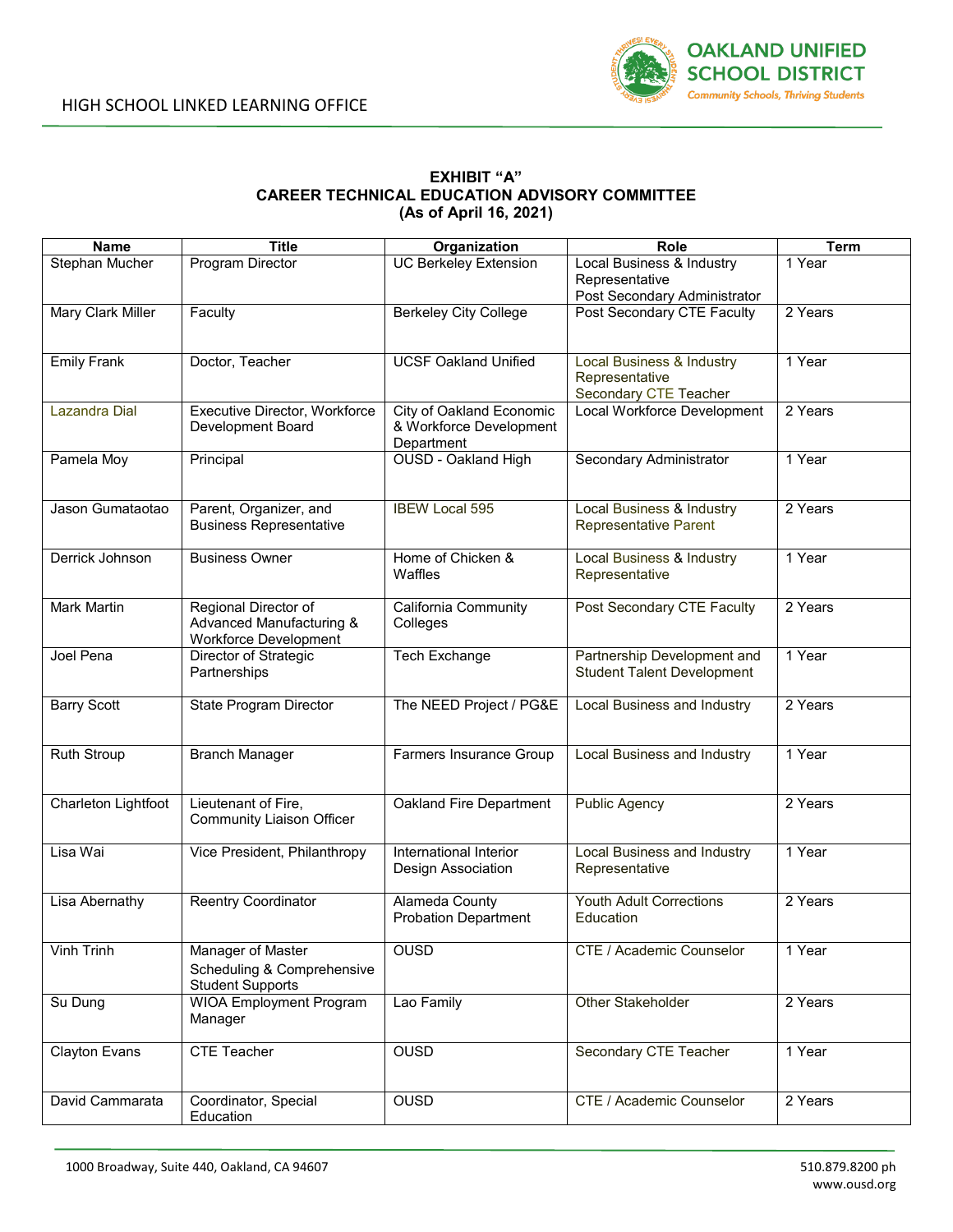**EXHIBIT "A"**
**CAREER TECHNICAL EDUCATION ADVISORY COMMITTEE**
**(As of April 16, 2021)**

| Name | Title | Organization | Role | Term |
|---|---|---|---|---|
| Stephan Mucher | Program Director | UC Berkeley Extension | Local Business & Industry Representative<br>Post Secondary Administrator | 1 Year |
| Mary Clark Miller | Faculty | Berkeley City College | Post Secondary CTE Faculty | 2 Years |
| Emily Frank | Doctor, Teacher | UCSF Oakland Unified | Local Business & Industry Representative<br>Secondary CTE Teacher | 1 Year |
| Lazandra Dial | Executive Director, Workforce Development Board | City of Oakland Economic & Workforce Development Department | Local Workforce Development | 2 Years |
| Pamela Moy | Principal | OUSD - Oakland High | Secondary Administrator | 1 Year |
| Jason Gumataotao | Parent, Organizer, and Business Representative | IBEW Local 595 | Local Business & Industry Representative Parent | 2 Years |
| Derrick Johnson | Business Owner | Home of Chicken & Waffles | Local Business & Industry Representative | 1 Year |
| Mark Martin | Regional Director of Advanced Manufacturing & Workforce Development | California Community Colleges | Post Secondary CTE Faculty | 2 Years |
| Joel Pena | Director of Strategic Partnerships | Tech Exchange | Partnership Development and Student Talent Development | 1 Year |
| Barry Scott | State Program Director | The NEED Project / PG&E | Local Business and Industry | 2 Years |
| Ruth Stroup | Branch Manager | Farmers Insurance Group | Local Business and Industry | 1 Year |
| Charleton Lightfoot | Lieutenant of Fire, Community Liaison Officer | Oakland Fire Department | Public Agency | 2 Years |
| Lisa Wai | Vice President, Philanthropy | International Interior Design Association | Local Business and Industry Representative | 1 Year |
| Lisa Abernathy | Reentry Coordinator | Alameda County Probation Department | Youth Adult Corrections Education | 2 Years |
| Vinh Trinh | Manager of Master Scheduling & Comprehensive Student Supports | OUSD | CTE / Academic Counselor | 1 Year |
| Su Dung | WIOA Employment Program Manager | Lao Family | Other Stakeholder | 2 Years |
| Clayton Evans | CTE Teacher | OUSD | Secondary CTE Teacher | 1 Year |
| David Cammarata | Coordinator, Special Education | OUSD | CTE / Academic Counselor | 2 Years |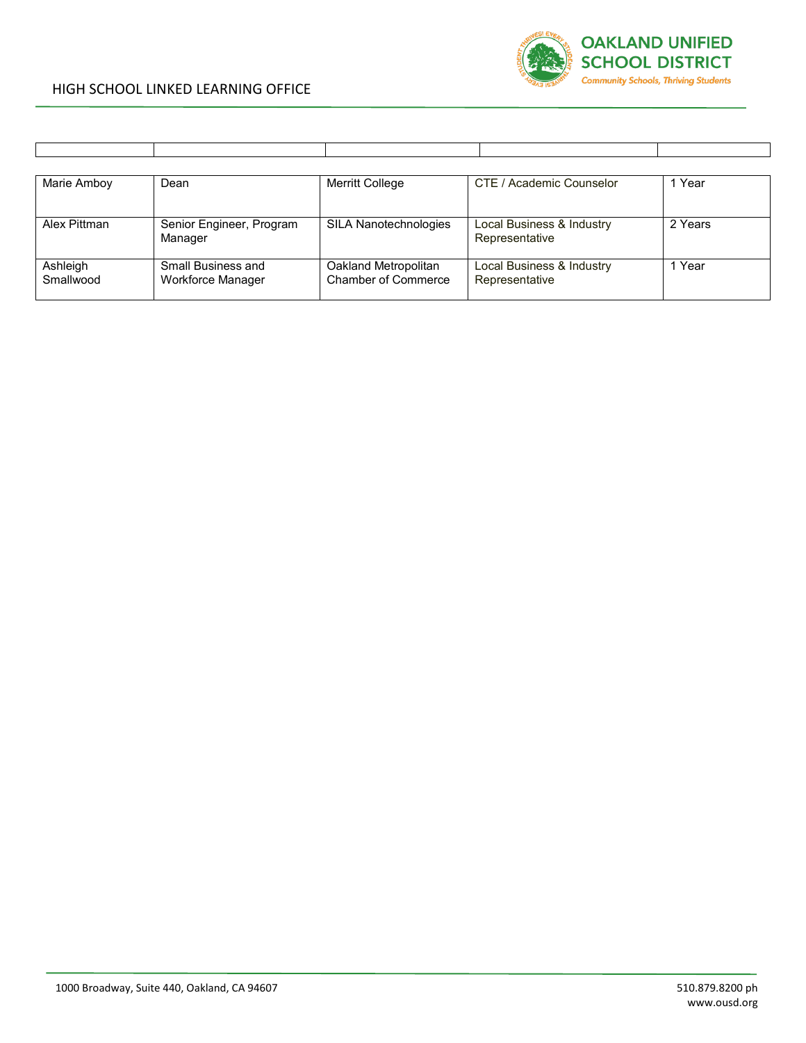| | | | | |
|---|---|---|---|---|
| Marie Amboy | Dean | Merritt College | CTE / Academic Counselor | 1 Year |
| Alex Pittman | Senior Engineer, Program Manager | SILA Nanotechnologies | Local Business & Industry Representative | 2 Years |
| Ashleigh Smallwood | Small Business and Workforce Manager | Oakland Metropolitan Chamber of Commerce | Local Business & Industry Representative | 1 Year |